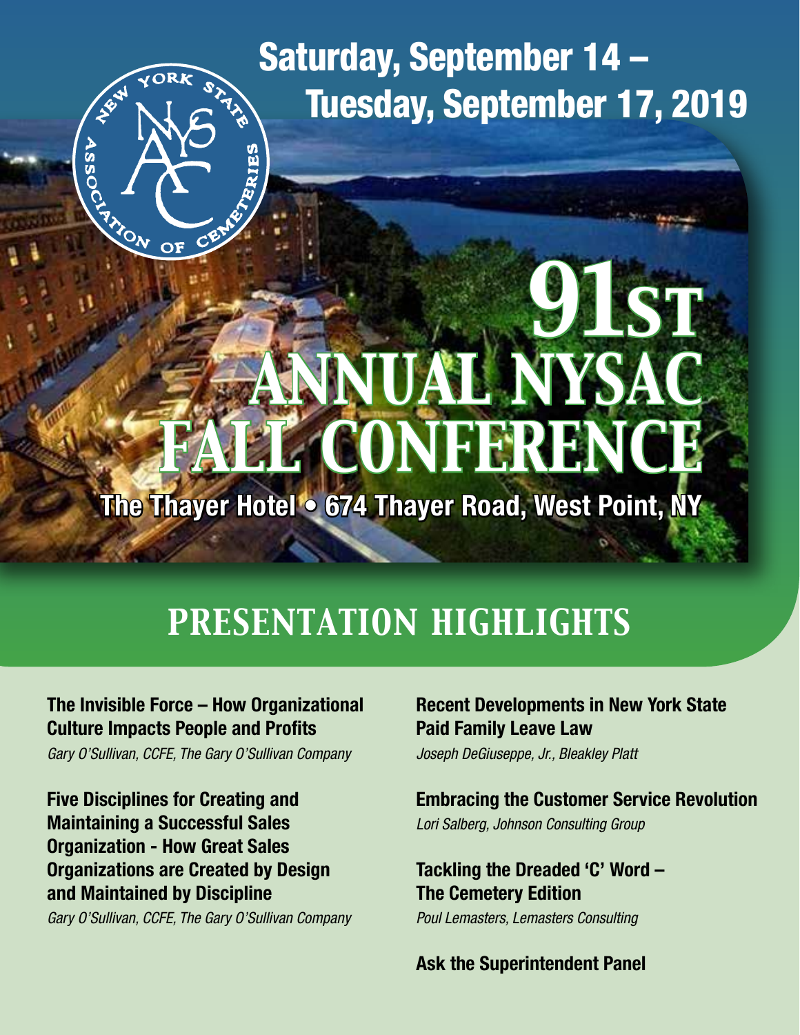Saturday, September 14 – Tuesday, September 17, 2019

# 91ST ANNUAL NYSAC FALL CONFERENCE

**The Thayer Hotel • 674 Thayer Road, West Point, NY**

## PRESENTATION HIGHLIGHTS

**The Invisible Force – How Organizational Culture Impacts People and Profits**
*Gary O'Sullivan, CCFE, The Gary O'Sullivan Company*

**Five Disciplines for Creating and Maintaining a Successful Sales Organization - How Great Sales Organizations are Created by Design and Maintained by Discipline**
*Gary O'Sullivan, CCFE, The Gary O'Sullivan Company*

**Recent Developments in New York State Paid Family Leave Law**
*Joseph DeGiuseppe, Jr., Bleakley Platt*

**Embracing the Customer Service Revolution**
*Lori Salberg, Johnson Consulting Group*

**Tackling the Dreaded 'C' Word – The Cemetery Edition**
*Poul Lemasters, Lemasters Consulting*

**Ask the Superintendent Panel**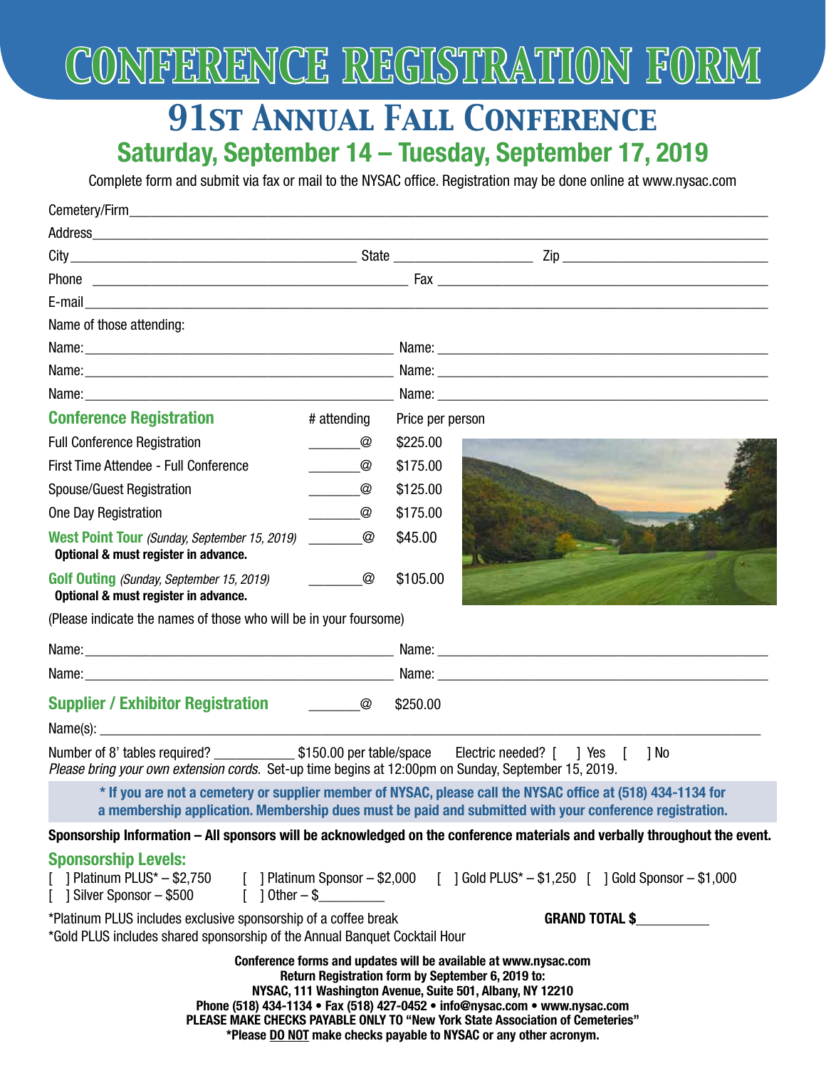# CONFERENCE REGISTRATION FORM

## 91st Annual Fall Conference

### Saturday, September 14 – Tuesday, September 17, 2019

Complete form and submit via fax or mail to the NYSAC office. Registration may be done online at www.nysac.com

Cemetery/Firm_______________________________________________

Address_______________________________________________

City_______________________ State ______________ Zip ___________________

Phone ___________________________ Fax ___________________________

E-mail_______________________________________________

Name of those attending:

Name:_________________________ Name: _________________________

Name:_________________________ Name: _________________________

Name:_________________________ Name: _________________________

| **Conference Registration** | # attending | Price per person |
|---|---|---|
| Full Conference Registration | _______@ | $225.00 |
| First Time Attendee - Full Conference | _______@ | $175.00 |
| Spouse/Guest Registration | _______@ | $125.00 |
| One Day Registration | _______@ | $175.00 |
| **West Point Tour** *(Sunday, September 15, 2019)* **Optional & must register in advance.** | _______@ | $45.00 |
| **Golf Outing** *(Sunday, September 15, 2019)* **Optional & must register in advance.** | _______@ | $105.00 |

(Please indicate the names of those who will be in your foursome)

Name:_________________________ Name: _________________________

Name:_________________________ Name: _________________________

**Supplier / Exhibitor Registration** _______@ $250.00

Name(s): _______________________________________________

Number of 8' tables required? ___________ $150.00 per table/space  Electric needed? [ ] Yes [ ] No

*Please bring your own extension cords.* Set-up time begins at 12:00pm on Sunday, September 15, 2019.

**\* If you are not a cemetery or supplier member of NYSAC, please call the NYSAC office at (518) 434-1134 for a membership application. Membership dues must be paid and submitted with your conference registration.**

**Sponsorship Information – All sponsors will be acknowledged on the conference materials and verbally throughout the event.**

**Sponsorship Levels:**

[ ] Platinum PLUS* – $2,750  [ ] Platinum Sponsor – $2,000  [ ] Gold PLUS* – $1,250  [ ] Gold Sponsor – $1,000

[ ] Silver Sponsor – $500  [ ] Other – $_________

*Platinum PLUS includes exclusive sponsorship of a coffee break

*Gold PLUS includes shared sponsorship of the Annual Banquet Cocktail Hour

**GRAND TOTAL $__________**

**Conference forms and updates will be available at www.nysac.com**
**Return Registration form by September 6, 2019 to:**
**NYSAC, 111 Washington Avenue, Suite 501, Albany, NY 12210**
**Phone (518) 434-1134 • Fax (518) 427-0452 • info@nysac.com • www.nysac.com**
**PLEASE MAKE CHECKS PAYABLE ONLY TO "New York State Association of Cemeteries"**
**\*Please DO NOT make checks payable to NYSAC or any other acronym.**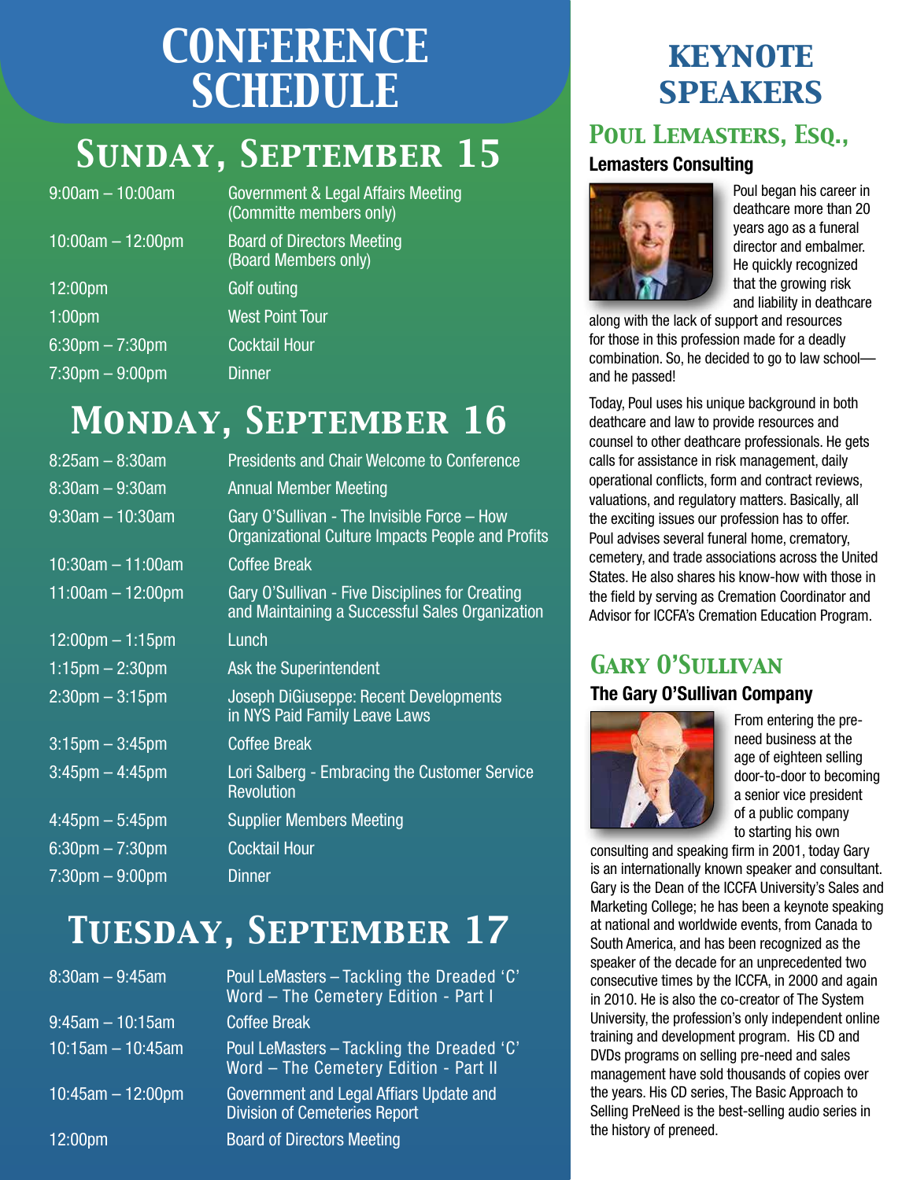# CONFERENCE SCHEDULE

## Sunday, September 15

| | |
|---|---|
| 9:00am – 10:00am | Government & Legal Affairs Meeting (Committe members only) |
| 10:00am – 12:00pm | Board of Directors Meeting (Board Members only) |
| 12:00pm | Golf outing |
| 1:00pm | West Point Tour |
| 6:30pm – 7:30pm | Cocktail Hour |
| 7:30pm – 9:00pm | Dinner |

## Monday, September 16

| | |
|---|---|
| 8:25am – 8:30am | Presidents and Chair Welcome to Conference |
| 8:30am – 9:30am | Annual Member Meeting |
| 9:30am – 10:30am | Gary O'Sullivan - The Invisible Force – How Organizational Culture Impacts People and Profits |
| 10:30am – 11:00am | Coffee Break |
| 11:00am – 12:00pm | Gary O'Sullivan - Five Disciplines for Creating and Maintaining a Successful Sales Organization |
| 12:00pm – 1:15pm | Lunch |
| 1:15pm – 2:30pm | Ask the Superintendent |
| 2:30pm – 3:15pm | Joseph DiGiuseppe: Recent Developments in NYS Paid Family Leave Laws |
| 3:15pm – 3:45pm | Coffee Break |
| 3:45pm – 4:45pm | Lori Salberg - Embracing the Customer Service Revolution |
| 4:45pm – 5:45pm | Supplier Members Meeting |
| 6:30pm – 7:30pm | Cocktail Hour |
| 7:30pm – 9:00pm | Dinner |

## Tuesday, September 17

| | |
|---|---|
| 8:30am – 9:45am | Poul LeMasters – Tackling the Dreaded 'C' Word – The Cemetery Edition - Part I |
| 9:45am – 10:15am | Coffee Break |
| 10:15am – 10:45am | Poul LeMasters – Tackling the Dreaded 'C' Word – The Cemetery Edition - Part II |
| 10:45am – 12:00pm | Government and Legal Affiars Update and Division of Cemeteries Report |
| 12:00pm | Board of Directors Meeting |

# KEYNOTE SPEAKERS

## Poul Lemasters, Esq.,

**Lemasters Consulting**

Poul began his career in deathcare more than 20 years ago as a funeral director and embalmer. He quickly recognized that the growing risk and liability in deathcare along with the lack of support and resources for those in this profession made for a deadly combination. So, he decided to go to law school—and he passed!

Today, Poul uses his unique background in both deathcare and law to provide resources and counsel to other deathcare professionals. He gets calls for assistance in risk management, daily operational conflicts, form and contract reviews, valuations, and regulatory matters. Basically, all the exciting issues our profession has to offer. Poul advises several funeral home, crematory, cemetery, and trade associations across the United States. He also shares his know-how with those in the field by serving as Cremation Coordinator and Advisor for ICCFA's Cremation Education Program.

## Gary O'Sullivan

**The Gary O'Sullivan Company**

From entering the pre-need business at the age of eighteen selling door-to-door to becoming a senior vice president of a public company to starting his own consulting and speaking firm in 2001, today Gary is an internationally known speaker and consultant. Gary is the Dean of the ICCFA University's Sales and Marketing College; he has been a keynote speaking at national and worldwide events, from Canada to South America, and has been recognized as the speaker of the decade for an unprecedented two consecutive times by the ICCFA, in 2000 and again in 2010. He is also the co-creator of The System University, the profession's only independent online training and development program. His CD and DVDs programs on selling pre-need and sales management have sold thousands of copies over the years. His CD series, The Basic Approach to Selling PreNeed is the best-selling audio series in the history of preneed.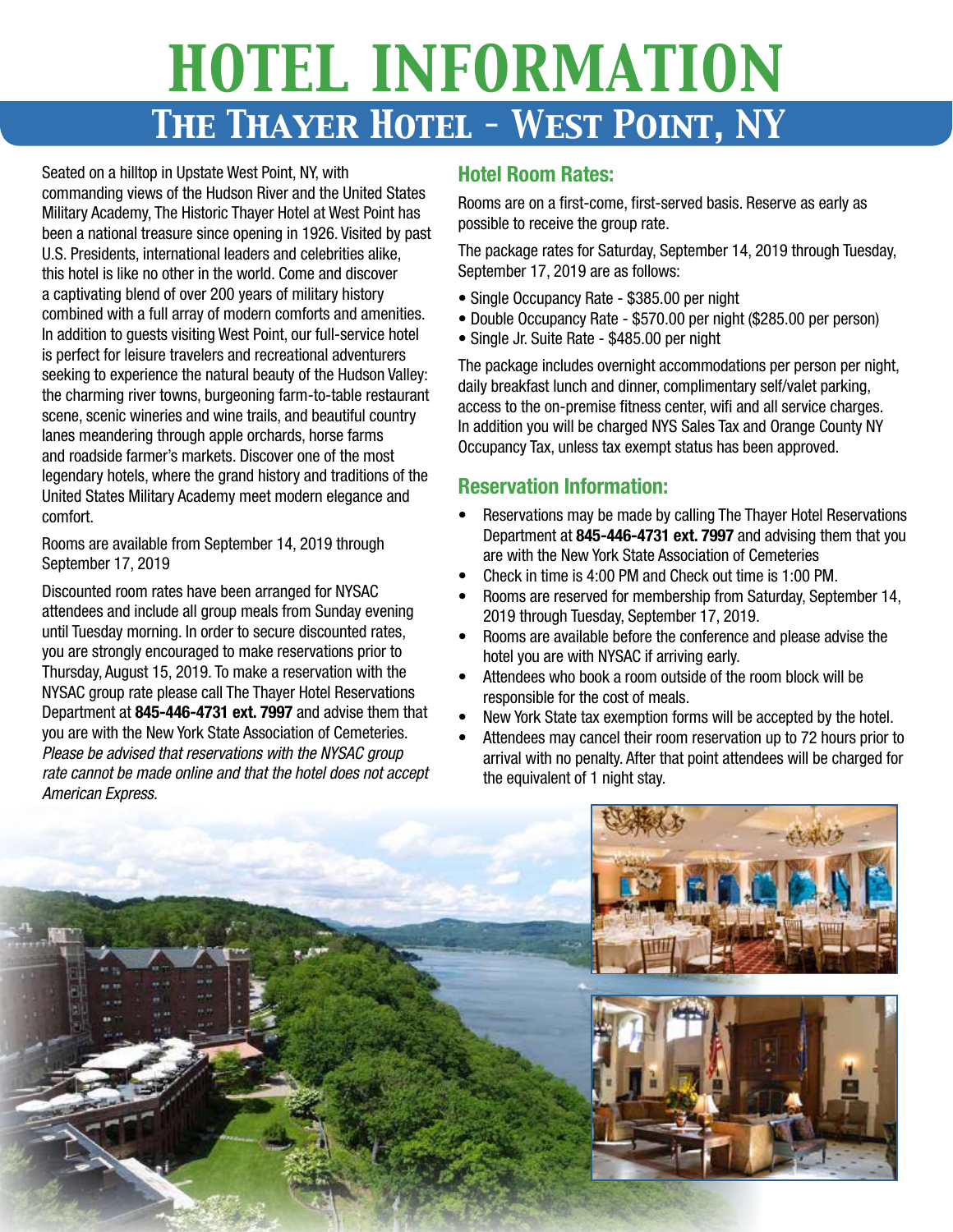# HOTEL INFORMATION

## The Thayer Hotel - West Point, NY

Seated on a hilltop in Upstate West Point, NY, with commanding views of the Hudson River and the United States Military Academy, The Historic Thayer Hotel at West Point has been a national treasure since opening in 1926. Visited by past U.S. Presidents, international leaders and celebrities alike, this hotel is like no other in the world. Come and discover a captivating blend of over 200 years of military history combined with a full array of modern comforts and amenities. In addition to guests visiting West Point, our full-service hotel is perfect for leisure travelers and recreational adventurers seeking to experience the natural beauty of the Hudson Valley: the charming river towns, burgeoning farm-to-table restaurant scene, scenic wineries and wine trails, and beautiful country lanes meandering through apple orchards, horse farms and roadside farmer's markets. Discover one of the most legendary hotels, where the grand history and traditions of the United States Military Academy meet modern elegance and comfort.

Rooms are available from September 14, 2019 through September 17, 2019

Discounted room rates have been arranged for NYSAC attendees and include all group meals from Sunday evening until Tuesday morning. In order to secure discounted rates, you are strongly encouraged to make reservations prior to Thursday, August 15, 2019. To make a reservation with the NYSAC group rate please call The Thayer Hotel Reservations Department at **845-446-4731 ext. 7997** and advise them that you are with the New York State Association of Cemeteries. *Please be advised that reservations with the NYSAC group rate cannot be made online and that the hotel does not accept American Express.*

### Hotel Room Rates:

Rooms are on a first-come, first-served basis. Reserve as early as possible to receive the group rate.

The package rates for Saturday, September 14, 2019 through Tuesday, September 17, 2019 are as follows:

- Single Occupancy Rate - $385.00 per night
- Double Occupancy Rate - $570.00 per night ($285.00 per person)
- Single Jr. Suite Rate - $485.00 per night

The package includes overnight accommodations per person per night, daily breakfast lunch and dinner, complimentary self/valet parking, access to the on-premise fitness center, wifi and all service charges. In addition you will be charged NYS Sales Tax and Orange County NY Occupancy Tax, unless tax exempt status has been approved.

### Reservation Information:

- Reservations may be made by calling The Thayer Hotel Reservations Department at **845-446-4731 ext. 7997** and advising them that you are with the New York State Association of Cemeteries
- Check in time is 4:00 PM and Check out time is 1:00 PM.
- Rooms are reserved for membership from Saturday, September 14, 2019 through Tuesday, September 17, 2019.
- Rooms are available before the conference and please advise the hotel you are with NYSAC if arriving early.
- Attendees who book a room outside of the room block will be responsible for the cost of meals.
- New York State tax exemption forms will be accepted by the hotel.
- Attendees may cancel their room reservation up to 72 hours prior to arrival with no penalty. After that point attendees will be charged for the equivalent of 1 night stay.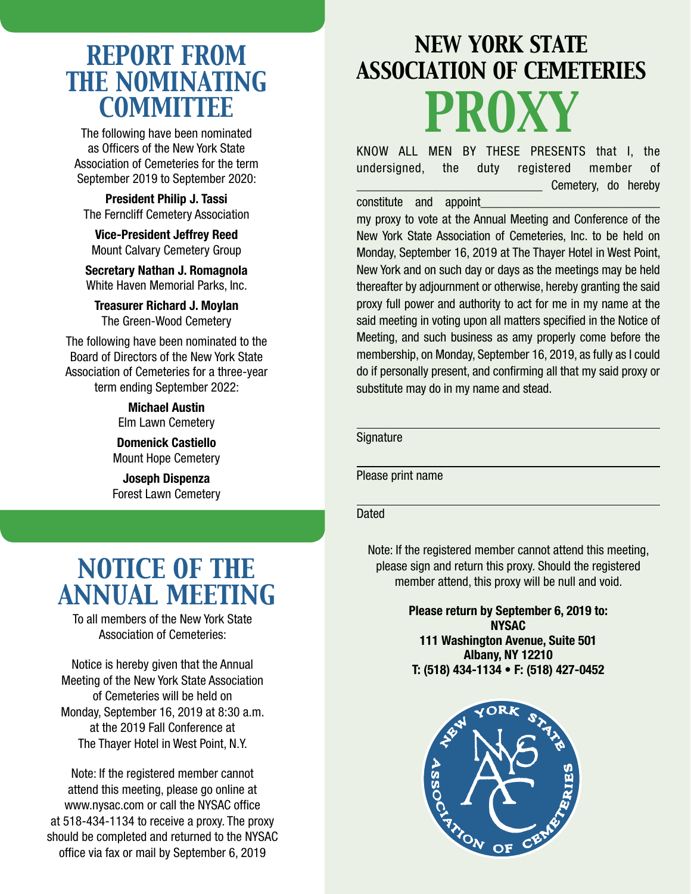# REPORT FROM THE NOMINATING COMMITTEE

The following have been nominated as Officers of the New York State Association of Cemeteries for the term September 2019 to September 2020:

**President Philip J. Tassi**
The Ferncliff Cemetery Association

**Vice-President Jeffrey Reed**
Mount Calvary Cemetery Group

**Secretary Nathan J. Romagnola**
White Haven Memorial Parks, Inc.

**Treasurer Richard J. Moylan**
The Green-Wood Cemetery

The following have been nominated to the Board of Directors of the New York State Association of Cemeteries for a three-year term ending September 2022:

**Michael Austin**
Elm Lawn Cemetery

**Domenick Castiello**
Mount Hope Cemetery

**Joseph Dispenza**
Forest Lawn Cemetery

# NOTICE OF THE ANNUAL MEETING

To all members of the New York State Association of Cemeteries:

Notice is hereby given that the Annual Meeting of the New York State Association of Cemeteries will be held on Monday, September 16, 2019 at 8:30 a.m. at the 2019 Fall Conference at The Thayer Hotel in West Point, N.Y.

Note: If the registered member cannot attend this meeting, please go online at www.nysac.com or call the NYSAC office at 518-434-1134 to receive a proxy. The proxy should be completed and returned to the NYSAC office via fax or mail by September 6, 2019

# NEW YORK STATE ASSOCIATION OF CEMETERIES

# PROXY

KNOW ALL MEN BY THESE PRESENTS that I, the undersigned, the duty registered member of ______________________________ Cemetery, do hereby constitute and appoint______________________________ my proxy to vote at the Annual Meeting and Conference of the New York State Association of Cemeteries, Inc. to be held on Monday, September 16, 2019 at The Thayer Hotel in West Point, New York and on such day or days as the meetings may be held thereafter by adjournment or otherwise, hereby granting the said proxy full power and authority to act for me in my name at the said meeting in voting upon all matters specified in the Notice of Meeting, and such business as amy properly come before the membership, on Monday, September 16, 2019, as fully as I could do if personally present, and confirming all that my said proxy or substitute may do in my name and stead.

______________________________
Signature

______________________________
Please print name

______________________________
Dated

Note: If the registered member cannot attend this meeting, please sign and return this proxy. Should the registered member attend, this proxy will be null and void.

**Please return by September 6, 2019 to:**
**NYSAC**
**111 Washington Avenue, Suite 501**
**Albany, NY 12210**
**T: (518) 434-1134 • F: (518) 427-0452**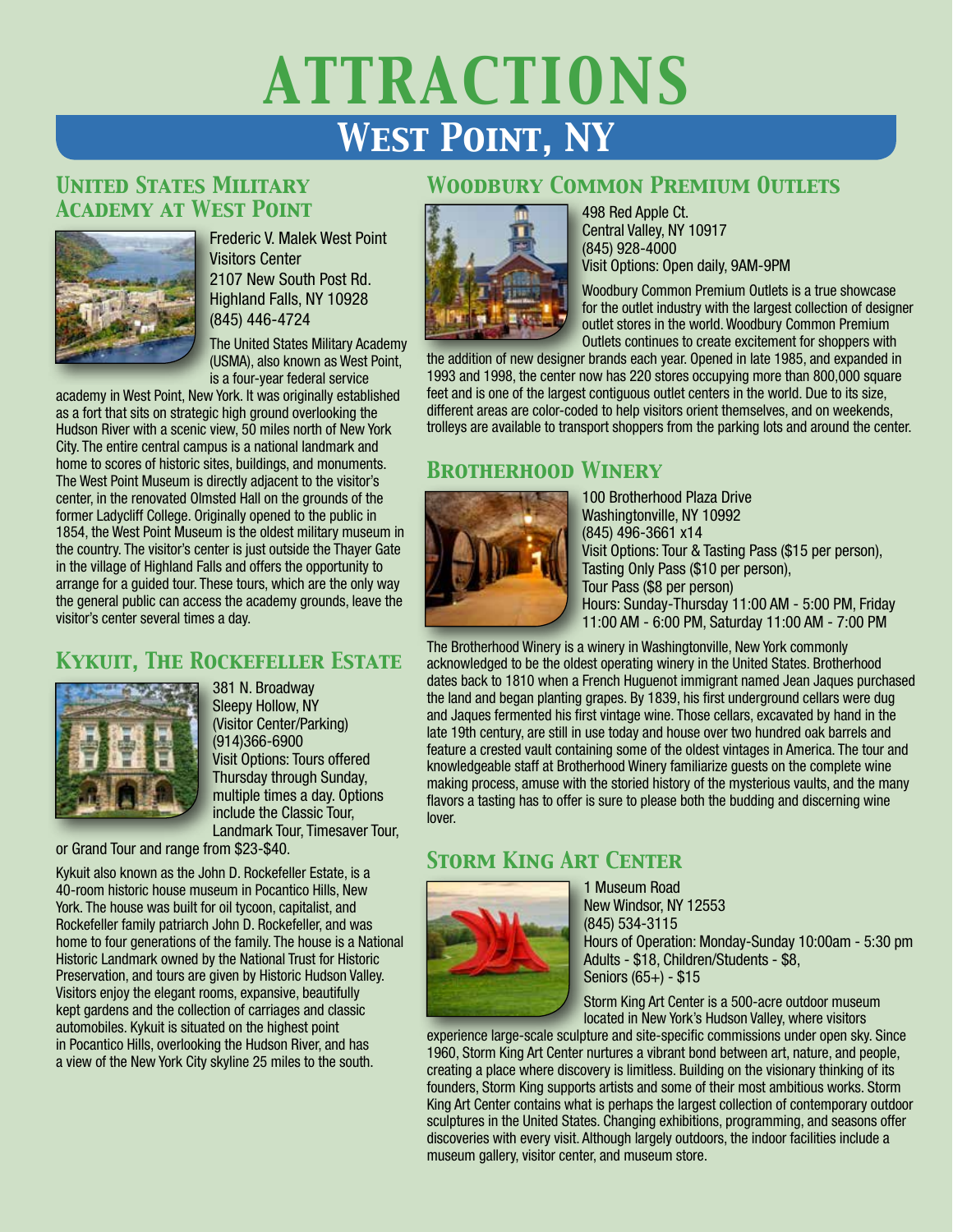# ATTRACTIONS

## West Point, NY

### United States Military Academy at West Point

Frederic V. Malek West Point Visitors Center
2107 New South Post Rd.
Highland Falls, NY 10928
(845) 446-4724

The United States Military Academy (USMA), also known as West Point, is a four-year federal service academy in West Point, New York. It was originally established as a fort that sits on strategic high ground overlooking the Hudson River with a scenic view, 50 miles north of New York City. The entire central campus is a national landmark and home to scores of historic sites, buildings, and monuments. The West Point Museum is directly adjacent to the visitor's center, in the renovated Olmsted Hall on the grounds of the former Ladycliff College. Originally opened to the public in 1854, the West Point Museum is the oldest military museum in the country. The visitor's center is just outside the Thayer Gate in the village of Highland Falls and offers the opportunity to arrange for a guided tour. These tours, which are the only way the general public can access the academy grounds, leave the visitor's center several times a day.

### Kykuit, The Rockefeller Estate

381 N. Broadway
Sleepy Hollow, NY
(Visitor Center/Parking)
(914)366-6900
Visit Options: Tours offered Thursday through Sunday, multiple times a day. Options include the Classic Tour, Landmark Tour, Timesaver Tour, or Grand Tour and range from $23-$40.

Kykuit also known as the John D. Rockefeller Estate, is a 40-room historic house museum in Pocantico Hills, New York. The house was built for oil tycoon, capitalist, and Rockefeller family patriarch John D. Rockefeller, and was home to four generations of the family. The house is a National Historic Landmark owned by the National Trust for Historic Preservation, and tours are given by Historic Hudson Valley. Visitors enjoy the elegant rooms, expansive, beautifully kept gardens and the collection of carriages and classic automobiles. Kykuit is situated on the highest point in Pocantico Hills, overlooking the Hudson River, and has a view of the New York City skyline 25 miles to the south.

### Woodbury Common Premium Outlets

498 Red Apple Ct.
Central Valley, NY 10917
(845) 928-4000
Visit Options: Open daily, 9AM-9PM

Woodbury Common Premium Outlets is a true showcase for the outlet industry with the largest collection of designer outlet stores in the world. Woodbury Common Premium Outlets continues to create excitement for shoppers with the addition of new designer brands each year. Opened in late 1985, and expanded in 1993 and 1998, the center now has 220 stores occupying more than 800,000 square feet and is one of the largest contiguous outlet centers in the world. Due to its size, different areas are color-coded to help visitors orient themselves, and on weekends, trolleys are available to transport shoppers from the parking lots and around the center.

### Brotherhood Winery

100 Brotherhood Plaza Drive
Washingtonville, NY 10992
(845) 496-3661 x14
Visit Options: Tour & Tasting Pass ($15 per person),
Tasting Only Pass ($10 per person),
Tour Pass ($8 per person)
Hours: Sunday-Thursday 11:00 AM - 5:00 PM, Friday 11:00 AM - 6:00 PM, Saturday 11:00 AM - 7:00 PM

The Brotherhood Winery is a winery in Washingtonville, New York commonly acknowledged to be the oldest operating winery in the United States. Brotherhood dates back to 1810 when a French Huguenot immigrant named Jean Jaques purchased the land and began planting grapes. By 1839, his first underground cellars were dug and Jaques fermented his first vintage wine. Those cellars, excavated by hand in the late 19th century, are still in use today and house over two hundred oak barrels and feature a crested vault containing some of the oldest vintages in America. The tour and knowledgeable staff at Brotherhood Winery familiarize guests on the complete wine making process, amuse with the storied history of the mysterious vaults, and the many flavors a tasting has to offer is sure to please both the budding and discerning wine lover.

### Storm King Art Center

1 Museum Road
New Windsor, NY 12553
(845) 534-3115
Hours of Operation: Monday-Sunday 10:00am - 5:30 pm
Adults - $18, Children/Students - $8,
Seniors (65+) - $15

Storm King Art Center is a 500-acre outdoor museum located in New York's Hudson Valley, where visitors experience large-scale sculpture and site-specific commissions under open sky. Since 1960, Storm King Art Center nurtures a vibrant bond between art, nature, and people, creating a place where discovery is limitless. Building on the visionary thinking of its founders, Storm King supports artists and some of their most ambitious works. Storm King Art Center contains what is perhaps the largest collection of contemporary outdoor sculptures in the United States. Changing exhibitions, programming, and seasons offer discoveries with every visit. Although largely outdoors, the indoor facilities include a museum gallery, visitor center, and museum store.